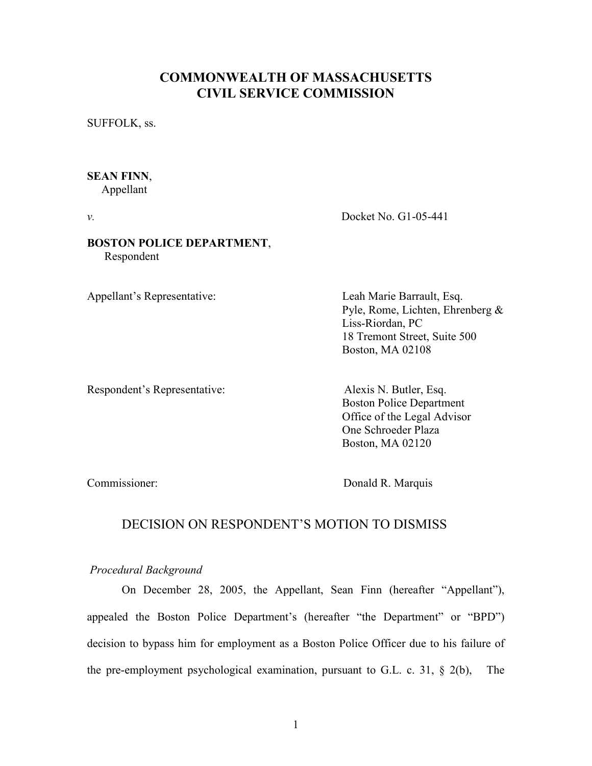# COMMONWEALTH OF MASSACHUSETTS
# CIVIL SERVICE COMMISSION

SUFFOLK, ss.

**SEAN FINN**,
Appellant

*v.* Docket No. G1-05-441

**BOSTON POLICE DEPARTMENT**,
Respondent

Appellant's Representative:

Leah Marie Barrault, Esq.
Pyle, Rome, Lichten, Ehrenberg & Liss-Riordan, PC
18 Tremont Street, Suite 500
Boston, MA 02108

Respondent's Representative:

Alexis N. Butler, Esq.
Boston Police Department
Office of the Legal Advisor
One Schroeder Plaza
Boston, MA 02120

Commissioner: Donald R. Marquis

## DECISION ON RESPONDENT'S MOTION TO DISMISS

*Procedural Background*

On December 28, 2005, the Appellant, Sean Finn (hereafter "Appellant"), appealed the Boston Police Department's (hereafter "the Department" or "BPD") decision to bypass him for employment as a Boston Police Officer due to his failure of the pre-employment psychological examination, pursuant to G.L. c. 31, § 2(b), The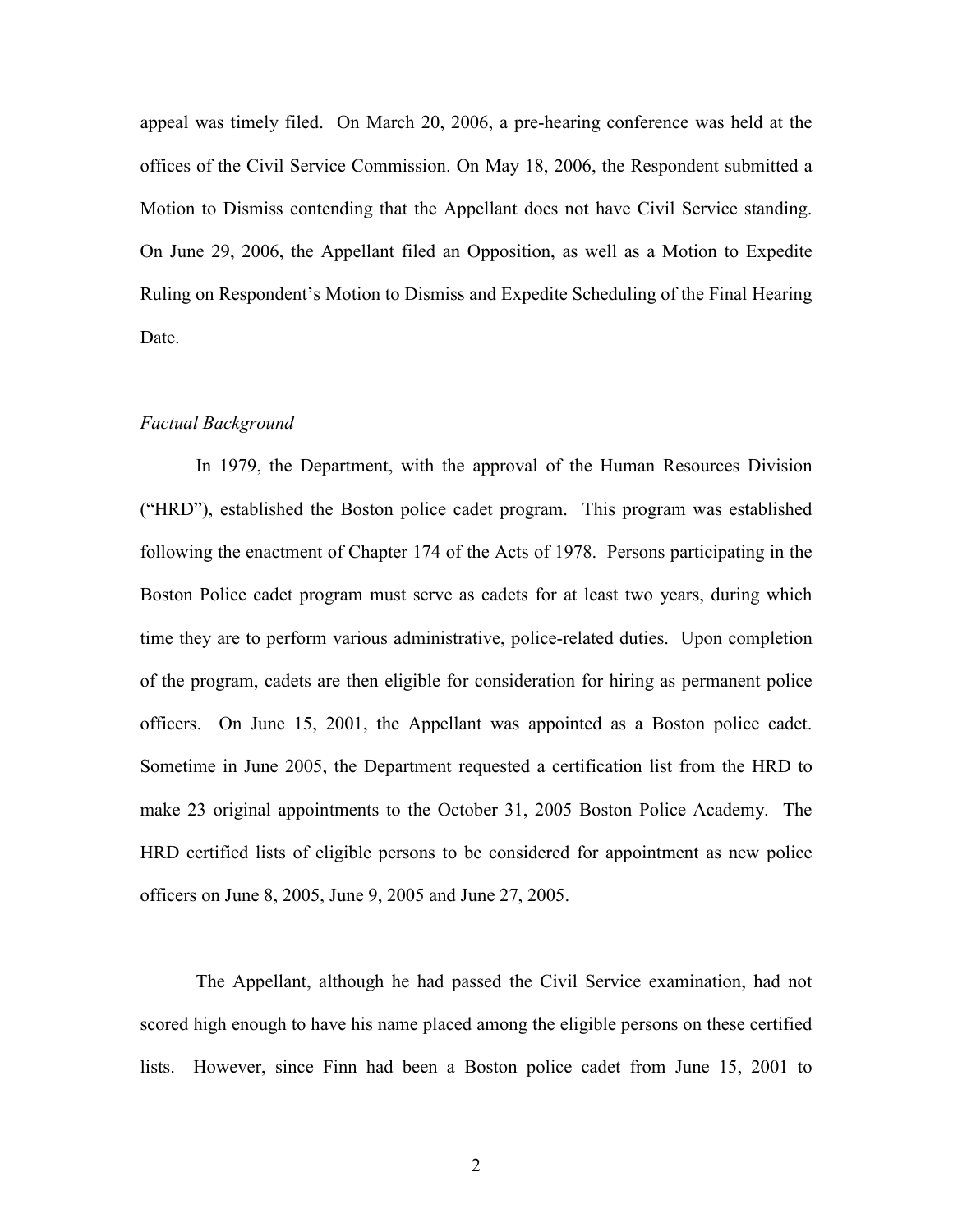appeal was timely filed. On March 20, 2006, a pre-hearing conference was held at the offices of the Civil Service Commission. On May 18, 2006, the Respondent submitted a Motion to Dismiss contending that the Appellant does not have Civil Service standing. On June 29, 2006, the Appellant filed an Opposition, as well as a Motion to Expedite Ruling on Respondent's Motion to Dismiss and Expedite Scheduling of the Final Hearing Date.

*Factual Background*

In 1979, the Department, with the approval of the Human Resources Division ("HRD"), established the Boston police cadet program. This program was established following the enactment of Chapter 174 of the Acts of 1978. Persons participating in the Boston Police cadet program must serve as cadets for at least two years, during which time they are to perform various administrative, police-related duties. Upon completion of the program, cadets are then eligible for consideration for hiring as permanent police officers. On June 15, 2001, the Appellant was appointed as a Boston police cadet. Sometime in June 2005, the Department requested a certification list from the HRD to make 23 original appointments to the October 31, 2005 Boston Police Academy. The HRD certified lists of eligible persons to be considered for appointment as new police officers on June 8, 2005, June 9, 2005 and June 27, 2005.

The Appellant, although he had passed the Civil Service examination, had not scored high enough to have his name placed among the eligible persons on these certified lists. However, since Finn had been a Boston police cadet from June 15, 2001 to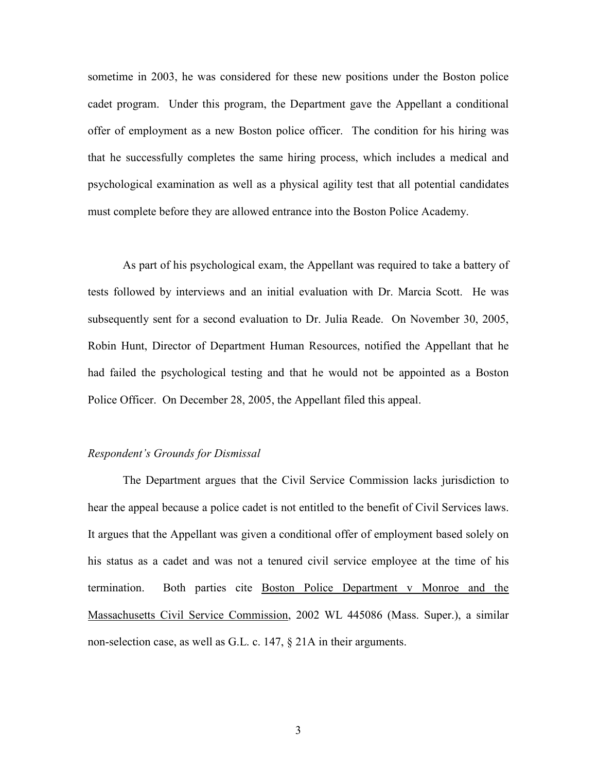sometime in 2003, he was considered for these new positions under the Boston police cadet program. Under this program, the Department gave the Appellant a conditional offer of employment as a new Boston police officer. The condition for his hiring was that he successfully completes the same hiring process, which includes a medical and psychological examination as well as a physical agility test that all potential candidates must complete before they are allowed entrance into the Boston Police Academy.

As part of his psychological exam, the Appellant was required to take a battery of tests followed by interviews and an initial evaluation with Dr. Marcia Scott. He was subsequently sent for a second evaluation to Dr. Julia Reade. On November 30, 2005, Robin Hunt, Director of Department Human Resources, notified the Appellant that he had failed the psychological testing and that he would not be appointed as a Boston Police Officer. On December 28, 2005, the Appellant filed this appeal.

*Respondent's Grounds for Dismissal*

The Department argues that the Civil Service Commission lacks jurisdiction to hear the appeal because a police cadet is not entitled to the benefit of Civil Services laws. It argues that the Appellant was given a conditional offer of employment based solely on his status as a cadet and was not a tenured civil service employee at the time of his termination. Both parties cite <u>Boston Police Department v Monroe and the Massachusetts Civil Service Commission</u>, 2002 WL 445086 (Mass. Super.), a similar non-selection case, as well as G.L. c. 147, § 21A in their arguments.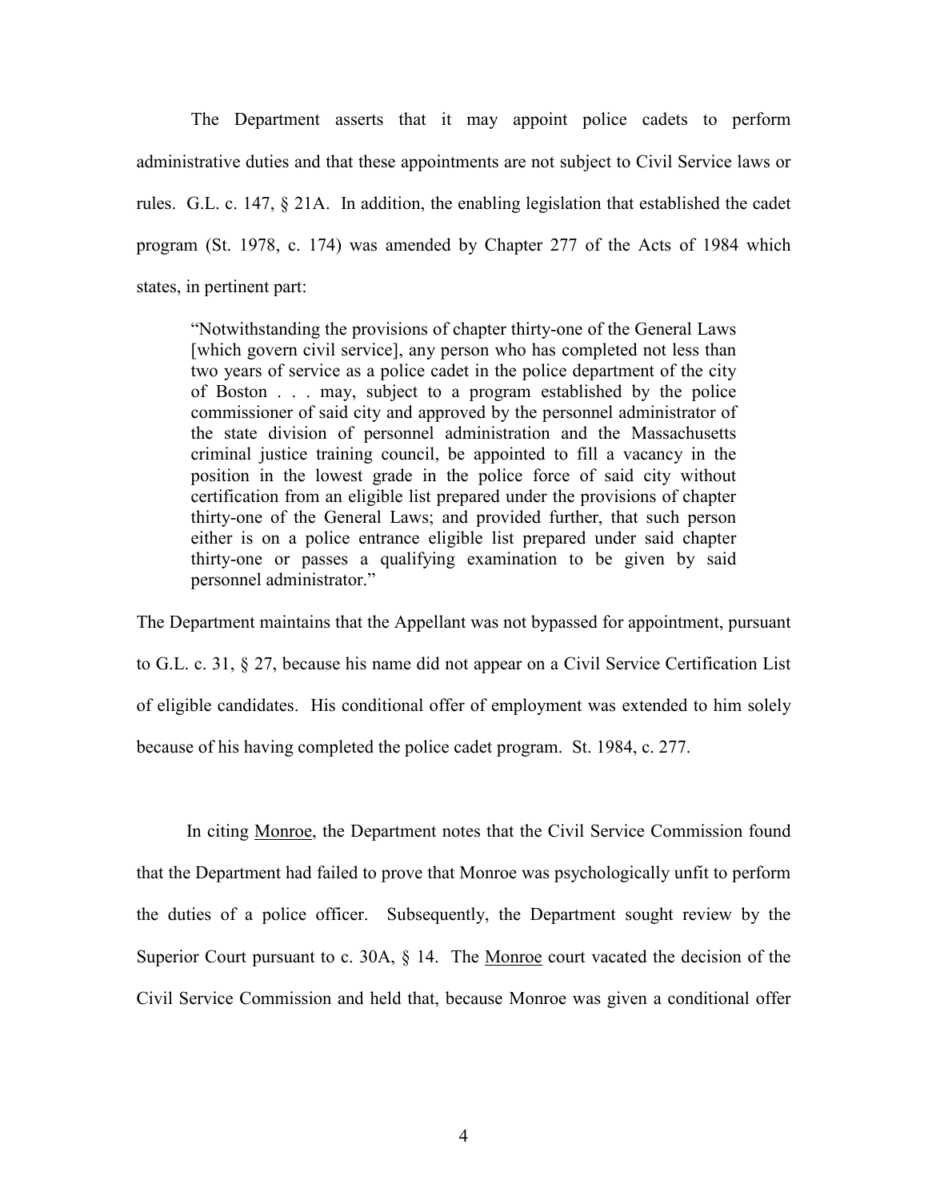The Department asserts that it may appoint police cadets to perform administrative duties and that these appointments are not subject to Civil Service laws or rules. G.L. c. 147, § 21A. In addition, the enabling legislation that established the cadet program (St. 1978, c. 174) was amended by Chapter 277 of the Acts of 1984 which states, in pertinent part:

> "Notwithstanding the provisions of chapter thirty-one of the General Laws [which govern civil service], any person who has completed not less than two years of service as a police cadet in the police department of the city of Boston . . . may, subject to a program established by the police commissioner of said city and approved by the personnel administrator of the state division of personnel administration and the Massachusetts criminal justice training council, be appointed to fill a vacancy in the position in the lowest grade in the police force of said city without certification from an eligible list prepared under the provisions of chapter thirty-one of the General Laws; and provided further, that such person either is on a police entrance eligible list prepared under said chapter thirty-one or passes a qualifying examination to be given by said personnel administrator."

The Department maintains that the Appellant was not bypassed for appointment, pursuant to G.L. c. 31, § 27, because his name did not appear on a Civil Service Certification List of eligible candidates. His conditional offer of employment was extended to him solely because of his having completed the police cadet program. St. 1984, c. 277.

In citing Monroe, the Department notes that the Civil Service Commission found that the Department had failed to prove that Monroe was psychologically unfit to perform the duties of a police officer. Subsequently, the Department sought review by the Superior Court pursuant to c. 30A, § 14. The Monroe court vacated the decision of the Civil Service Commission and held that, because Monroe was given a conditional offer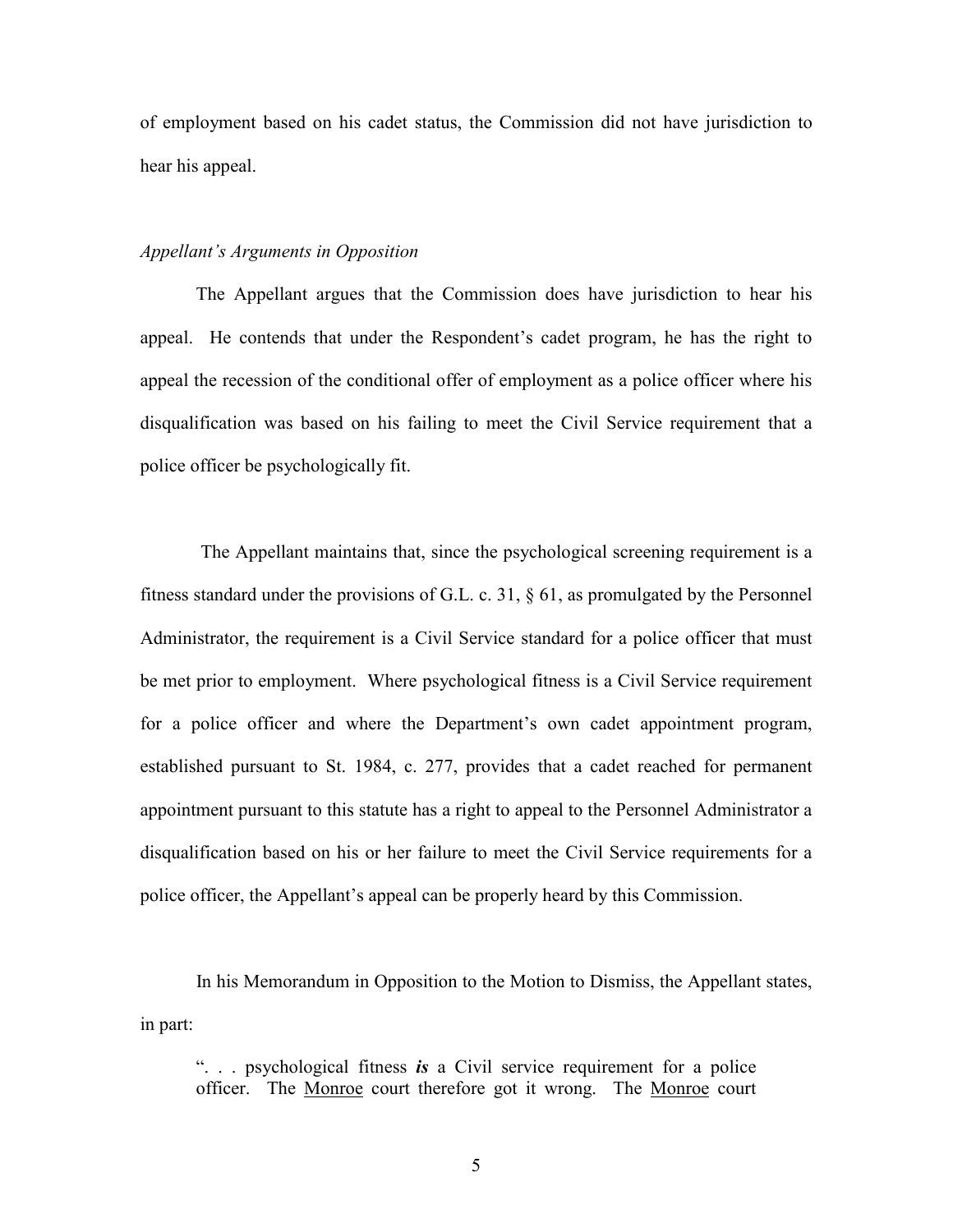of employment based on his cadet status, the Commission did not have jurisdiction to hear his appeal.

*Appellant's Arguments in Opposition*

The Appellant argues that the Commission does have jurisdiction to hear his appeal. He contends that under the Respondent's cadet program, he has the right to appeal the recession of the conditional offer of employment as a police officer where his disqualification was based on his failing to meet the Civil Service requirement that a police officer be psychologically fit.

The Appellant maintains that, since the psychological screening requirement is a fitness standard under the provisions of G.L. c. 31, § 61, as promulgated by the Personnel Administrator, the requirement is a Civil Service standard for a police officer that must be met prior to employment. Where psychological fitness is a Civil Service requirement for a police officer and where the Department's own cadet appointment program, established pursuant to St. 1984, c. 277, provides that a cadet reached for permanent appointment pursuant to this statute has a right to appeal to the Personnel Administrator a disqualification based on his or her failure to meet the Civil Service requirements for a police officer, the Appellant's appeal can be properly heard by this Commission.

In his Memorandum in Opposition to the Motion to Dismiss, the Appellant states, in part:

> ". . . psychological fitness ***is*** a Civil service requirement for a police officer. The <u>Monroe</u> court therefore got it wrong. The <u>Monroe</u> court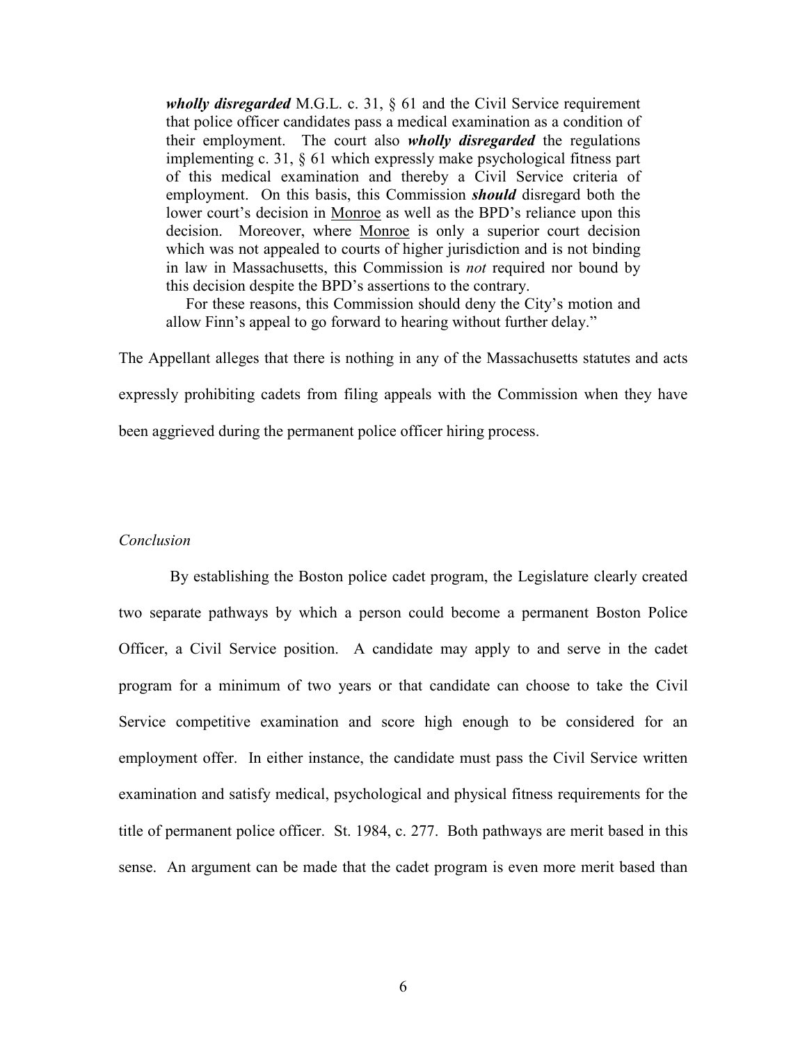> ***wholly disregarded*** M.G.L. c. 31, § 61 and the Civil Service requirement that police officer candidates pass a medical examination as a condition of their employment. The court also ***wholly disregarded*** the regulations implementing c. 31, § 61 which expressly make psychological fitness part of this medical examination and thereby a Civil Service criteria of employment. On this basis, this Commission ***should*** disregard both the lower court's decision in Monroe as well as the BPD's reliance upon this decision. Moreover, where Monroe is only a superior court decision which was not appealed to courts of higher jurisdiction and is not binding in law in Massachusetts, this Commission is *not* required nor bound by this decision despite the BPD's assertions to the contrary.
>
> For these reasons, this Commission should deny the City's motion and allow Finn's appeal to go forward to hearing without further delay."

The Appellant alleges that there is nothing in any of the Massachusetts statutes and acts expressly prohibiting cadets from filing appeals with the Commission when they have been aggrieved during the permanent police officer hiring process.

*Conclusion*

By establishing the Boston police cadet program, the Legislature clearly created two separate pathways by which a person could become a permanent Boston Police Officer, a Civil Service position. A candidate may apply to and serve in the cadet program for a minimum of two years or that candidate can choose to take the Civil Service competitive examination and score high enough to be considered for an employment offer. In either instance, the candidate must pass the Civil Service written examination and satisfy medical, psychological and physical fitness requirements for the title of permanent police officer. St. 1984, c. 277. Both pathways are merit based in this sense. An argument can be made that the cadet program is even more merit based than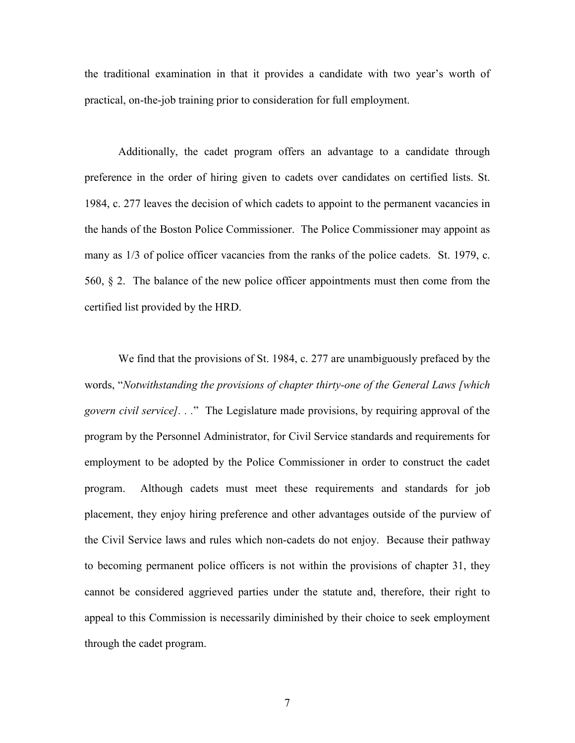the traditional examination in that it provides a candidate with two year's worth of practical, on-the-job training prior to consideration for full employment.

Additionally, the cadet program offers an advantage to a candidate through preference in the order of hiring given to cadets over candidates on certified lists. St. 1984, c. 277 leaves the decision of which cadets to appoint to the permanent vacancies in the hands of the Boston Police Commissioner. The Police Commissioner may appoint as many as 1/3 of police officer vacancies from the ranks of the police cadets. St. 1979, c. 560, § 2. The balance of the new police officer appointments must then come from the certified list provided by the HRD.

We find that the provisions of St. 1984, c. 277 are unambiguously prefaced by the words, "*Notwithstanding the provisions of chapter thirty-one of the General Laws [which govern civil service]. . .*" The Legislature made provisions, by requiring approval of the program by the Personnel Administrator, for Civil Service standards and requirements for employment to be adopted by the Police Commissioner in order to construct the cadet program. Although cadets must meet these requirements and standards for job placement, they enjoy hiring preference and other advantages outside of the purview of the Civil Service laws and rules which non-cadets do not enjoy. Because their pathway to becoming permanent police officers is not within the provisions of chapter 31, they cannot be considered aggrieved parties under the statute and, therefore, their right to appeal to this Commission is necessarily diminished by their choice to seek employment through the cadet program.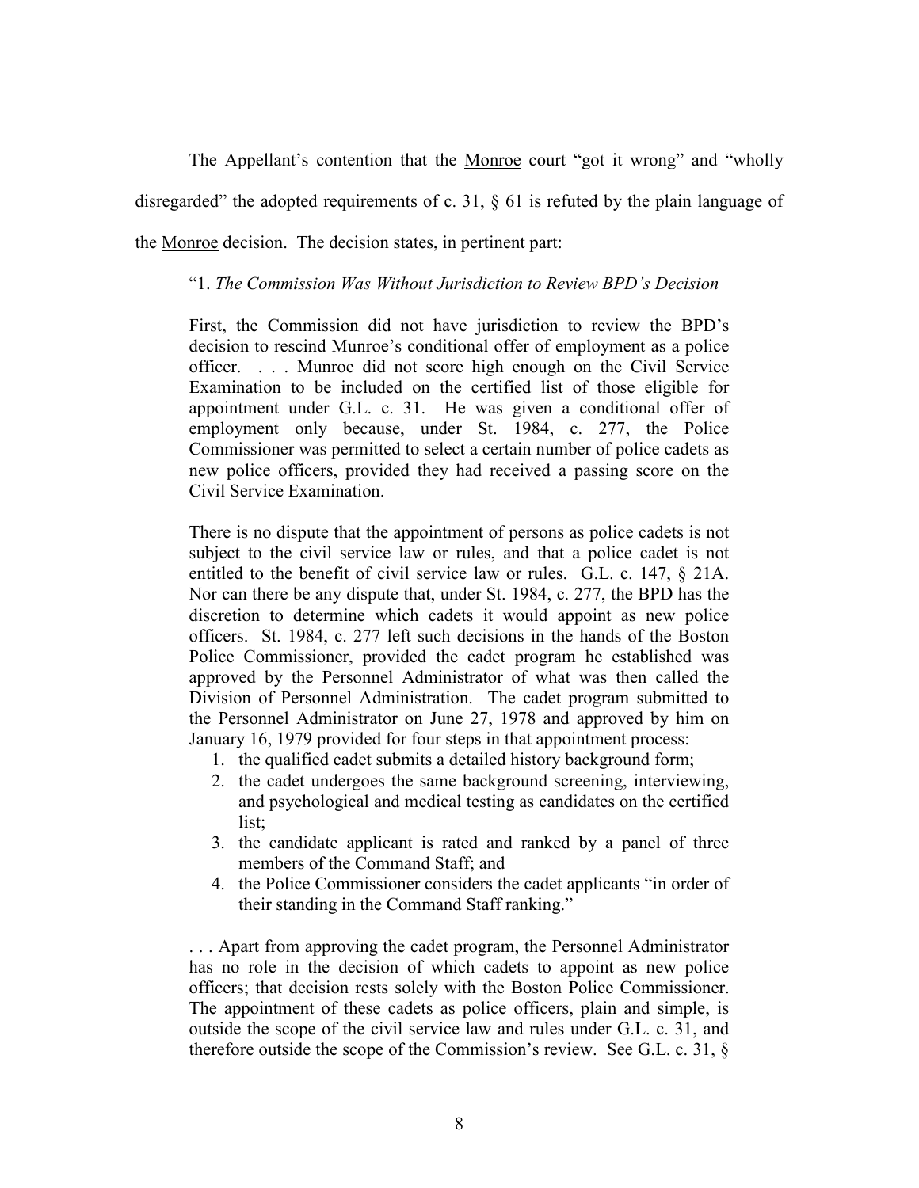The Appellant's contention that the Monroe court "got it wrong" and "wholly disregarded" the adopted requirements of c. 31, § 61 is refuted by the plain language of the Monroe decision. The decision states, in pertinent part:

> "1. *The Commission Was Without Jurisdiction to Review BPD's Decision*
>
> First, the Commission did not have jurisdiction to review the BPD's decision to rescind Munroe's conditional offer of employment as a police officer. . . . Munroe did not score high enough on the Civil Service Examination to be included on the certified list of those eligible for appointment under G.L. c. 31. He was given a conditional offer of employment only because, under St. 1984, c. 277, the Police Commissioner was permitted to select a certain number of police cadets as new police officers, provided they had received a passing score on the Civil Service Examination.
>
> There is no dispute that the appointment of persons as police cadets is not subject to the civil service law or rules, and that a police cadet is not entitled to the benefit of civil service law or rules. G.L. c. 147, § 21A. Nor can there be any dispute that, under St. 1984, c. 277, the BPD has the discretion to determine which cadets it would appoint as new police officers. St. 1984, c. 277 left such decisions in the hands of the Boston Police Commissioner, provided the cadet program he established was approved by the Personnel Administrator of what was then called the Division of Personnel Administration. The cadet program submitted to the Personnel Administrator on June 27, 1978 and approved by him on January 16, 1979 provided for four steps in that appointment process:
>
> 1. the qualified cadet submits a detailed history background form;
> 2. the cadet undergoes the same background screening, interviewing, and psychological and medical testing as candidates on the certified list;
> 3. the candidate applicant is rated and ranked by a panel of three members of the Command Staff; and
> 4. the Police Commissioner considers the cadet applicants "in order of their standing in the Command Staff ranking."
>
> . . . Apart from approving the cadet program, the Personnel Administrator has no role in the decision of which cadets to appoint as new police officers; that decision rests solely with the Boston Police Commissioner. The appointment of these cadets as police officers, plain and simple, is outside the scope of the civil service law and rules under G.L. c. 31, and therefore outside the scope of the Commission's review. See G.L. c. 31, §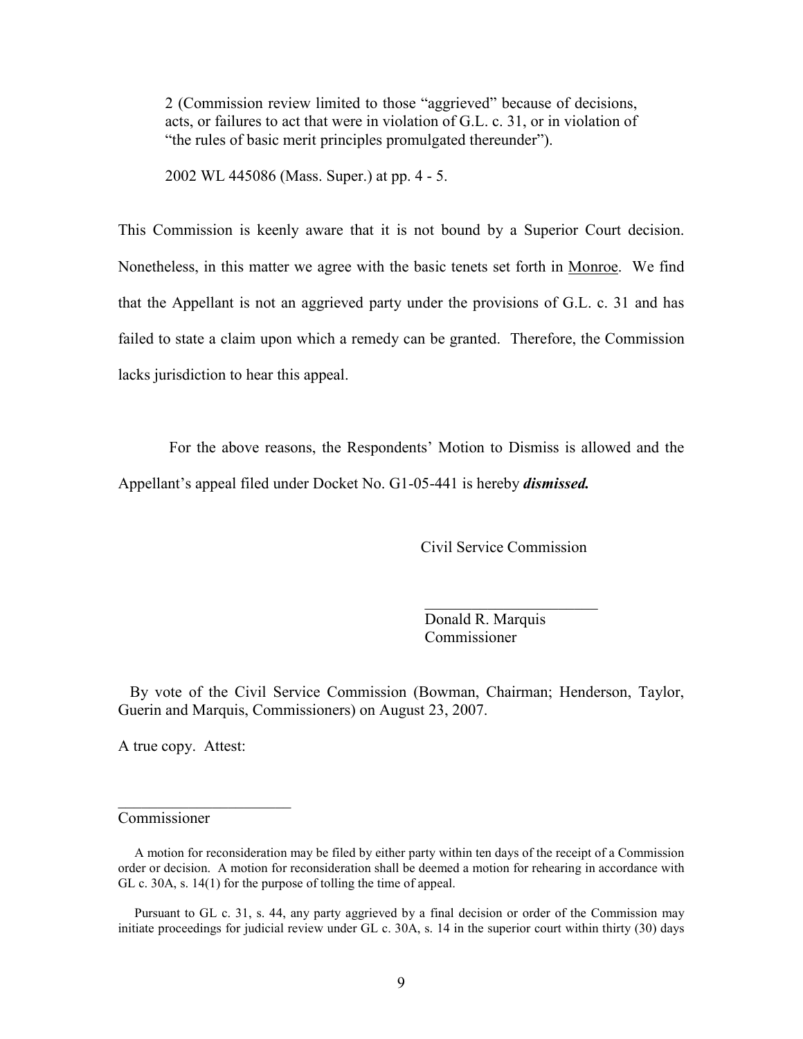> 2 (Commission review limited to those "aggrieved" because of decisions, acts, or failures to act that were in violation of G.L. c. 31, or in violation of "the rules of basic merit principles promulgated thereunder").
>
> 2002 WL 445086 (Mass. Super.) at pp. 4 - 5.

This Commission is keenly aware that it is not bound by a Superior Court decision. Nonetheless, in this matter we agree with the basic tenets set forth in Monroe. We find that the Appellant is not an aggrieved party under the provisions of G.L. c. 31 and has failed to state a claim upon which a remedy can be granted. Therefore, the Commission lacks jurisdiction to hear this appeal.

For the above reasons, the Respondents' Motion to Dismiss is allowed and the Appellant's appeal filed under Docket No. G1-05-441 is hereby ***dismissed.***

Civil Service Commission

\_\_\_\_\_\_\_\_\_\_\_\_\_\_\_\_\_\_\_\_\_\_
Donald R. Marquis
Commissioner

By vote of the Civil Service Commission (Bowman, Chairman; Henderson, Taylor, Guerin and Marquis, Commissioners) on August 23, 2007.

A true copy. Attest:

\_\_\_\_\_\_\_\_\_\_\_\_\_\_\_\_\_\_\_\_\_\_
Commissioner

A motion for reconsideration may be filed by either party within ten days of the receipt of a Commission order or decision. A motion for reconsideration shall be deemed a motion for rehearing in accordance with GL c. 30A, s. 14(1) for the purpose of tolling the time of appeal.

Pursuant to GL c. 31, s. 44, any party aggrieved by a final decision or order of the Commission may initiate proceedings for judicial review under GL c. 30A, s. 14 in the superior court within thirty (30) days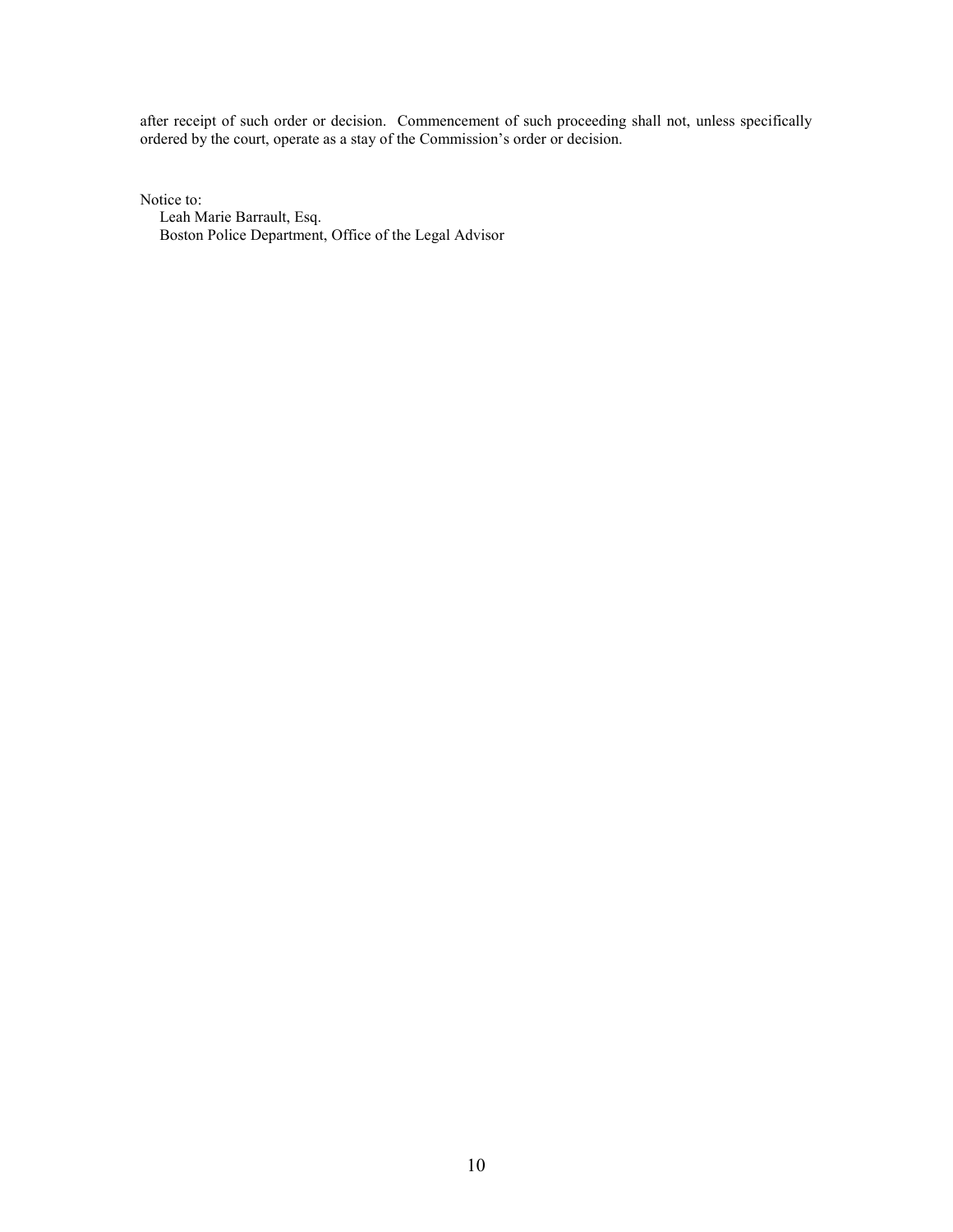after receipt of such order or decision. Commencement of such proceeding shall not, unless specifically ordered by the court, operate as a stay of the Commission's order or decision.

Notice to:

Leah Marie Barrault, Esq.
Boston Police Department, Office of the Legal Advisor